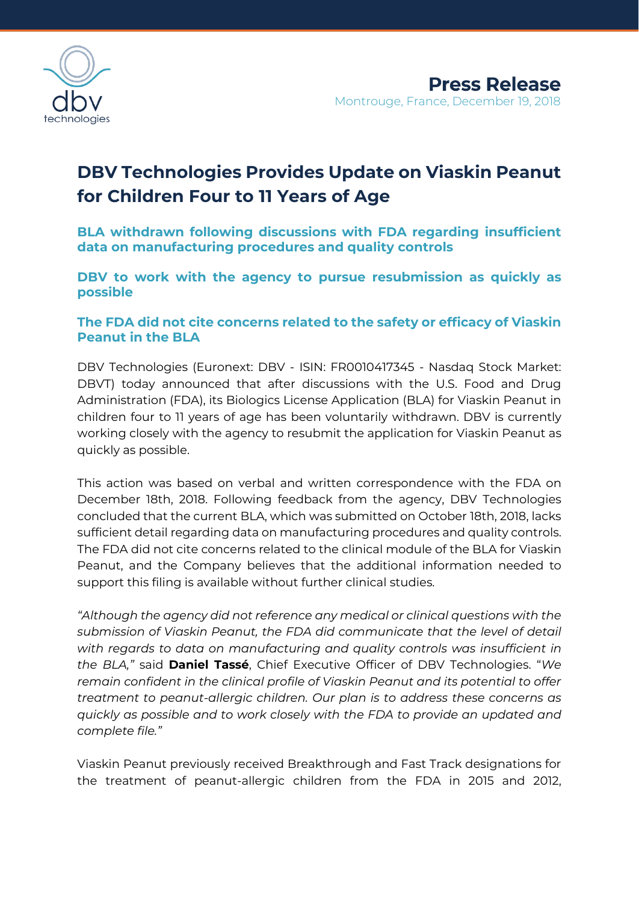**Press Release**
Montrouge, France, December 19, 2018

# DBV Technologies Provides Update on Viaskin Peanut for Children Four to 11 Years of Age

### BLA withdrawn following discussions with FDA regarding insufficient data on manufacturing procedures and quality controls

### DBV to work with the agency to pursue resubmission as quickly as possible

### The FDA did not cite concerns related to the safety or efficacy of Viaskin Peanut in the BLA

DBV Technologies (Euronext: DBV - ISIN: FR0010417345 - Nasdaq Stock Market: DBVT) today announced that after discussions with the U.S. Food and Drug Administration (FDA), its Biologics License Application (BLA) for Viaskin Peanut in children four to 11 years of age has been voluntarily withdrawn. DBV is currently working closely with the agency to resubmit the application for Viaskin Peanut as quickly as possible.

This action was based on verbal and written correspondence with the FDA on December 18th, 2018. Following feedback from the agency, DBV Technologies concluded that the current BLA, which was submitted on October 18th, 2018, lacks sufficient detail regarding data on manufacturing procedures and quality controls. The FDA did not cite concerns related to the clinical module of the BLA for Viaskin Peanut, and the Company believes that the additional information needed to support this filing is available without further clinical studies.

*"Although the agency did not reference any medical or clinical questions with the submission of Viaskin Peanut, the FDA did communicate that the level of detail with regards to data on manufacturing and quality controls was insufficient in the BLA,"* said **Daniel Tassé**, Chief Executive Officer of DBV Technologies. "*We remain confident in the clinical profile of Viaskin Peanut and its potential to offer treatment to peanut-allergic children. Our plan is to address these concerns as quickly as possible and to work closely with the FDA to provide an updated and complete file."*

Viaskin Peanut previously received Breakthrough and Fast Track designations for the treatment of peanut-allergic children from the FDA in 2015 and 2012,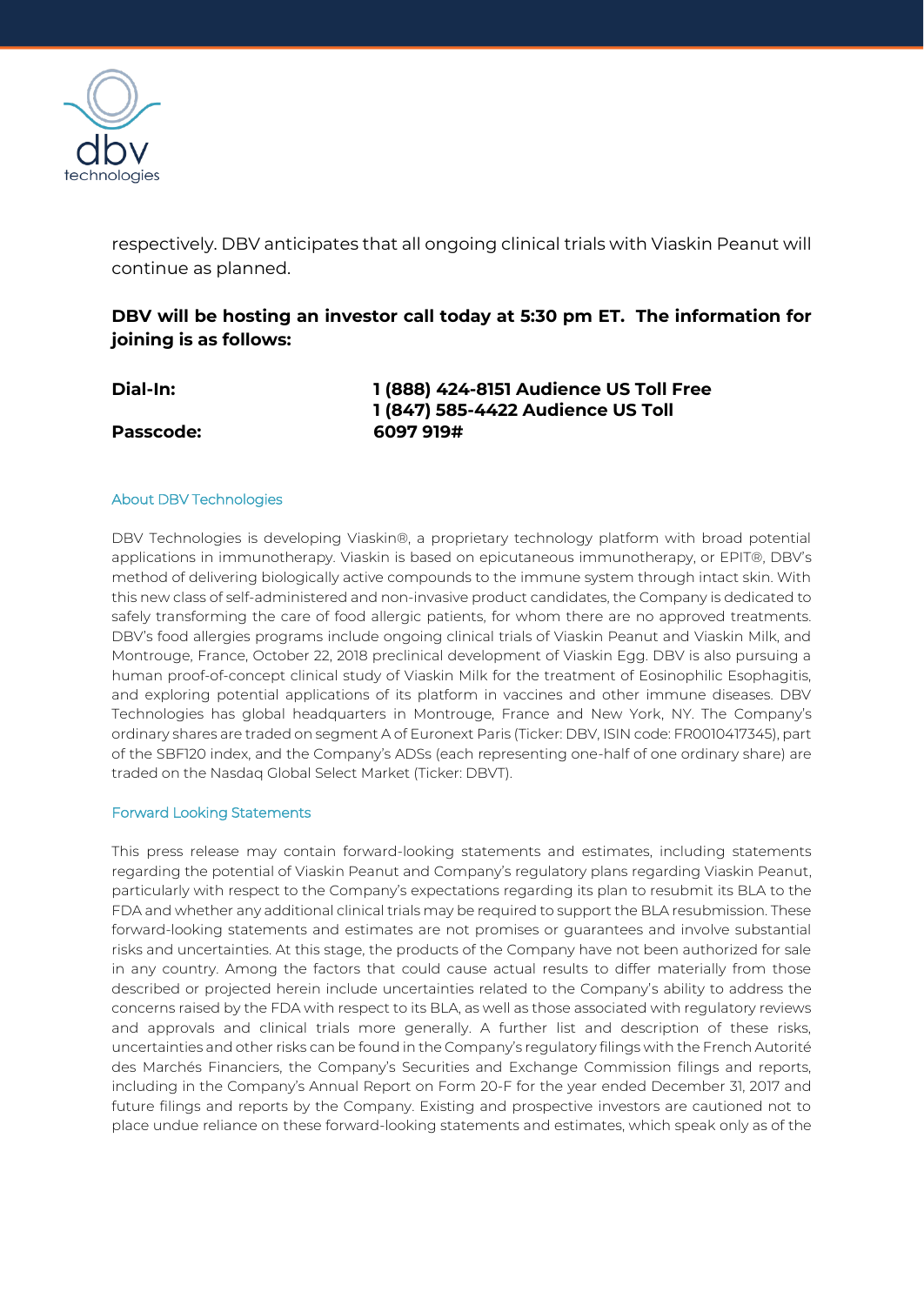respectively. DBV anticipates that all ongoing clinical trials with Viaskin Peanut will continue as planned.

**DBV will be hosting an investor call today at 5:30 pm ET. The information for joining is as follows:**

| | |
|---|---|
| **Dial-In:** | **1 (888) 424-8151 Audience US Toll Free** |
| | **1 (847) 585-4422 Audience US Toll** |
| **Passcode:** | **6097 919#** |

## About DBV Technologies

DBV Technologies is developing Viaskin®, a proprietary technology platform with broad potential applications in immunotherapy. Viaskin is based on epicutaneous immunotherapy, or EPIT®, DBV's method of delivering biologically active compounds to the immune system through intact skin. With this new class of self-administered and non-invasive product candidates, the Company is dedicated to safely transforming the care of food allergic patients, for whom there are no approved treatments. DBV's food allergies programs include ongoing clinical trials of Viaskin Peanut and Viaskin Milk, and Montrouge, France, October 22, 2018 preclinical development of Viaskin Egg. DBV is also pursuing a human proof-of-concept clinical study of Viaskin Milk for the treatment of Eosinophilic Esophagitis, and exploring potential applications of its platform in vaccines and other immune diseases. DBV Technologies has global headquarters in Montrouge, France and New York, NY. The Company's ordinary shares are traded on segment A of Euronext Paris (Ticker: DBV, ISIN code: FR0010417345), part of the SBF120 index, and the Company's ADSs (each representing one-half of one ordinary share) are traded on the Nasdaq Global Select Market (Ticker: DBVT).

## Forward Looking Statements

This press release may contain forward-looking statements and estimates, including statements regarding the potential of Viaskin Peanut and Company's regulatory plans regarding Viaskin Peanut, particularly with respect to the Company's expectations regarding its plan to resubmit its BLA to the FDA and whether any additional clinical trials may be required to support the BLA resubmission. These forward-looking statements and estimates are not promises or guarantees and involve substantial risks and uncertainties. At this stage, the products of the Company have not been authorized for sale in any country. Among the factors that could cause actual results to differ materially from those described or projected herein include uncertainties related to the Company's ability to address the concerns raised by the FDA with respect to its BLA, as well as those associated with regulatory reviews and approvals and clinical trials more generally. A further list and description of these risks, uncertainties and other risks can be found in the Company's regulatory filings with the French Autorité des Marchés Financiers, the Company's Securities and Exchange Commission filings and reports, including in the Company's Annual Report on Form 20-F for the year ended December 31, 2017 and future filings and reports by the Company. Existing and prospective investors are cautioned not to place undue reliance on these forward-looking statements and estimates, which speak only as of the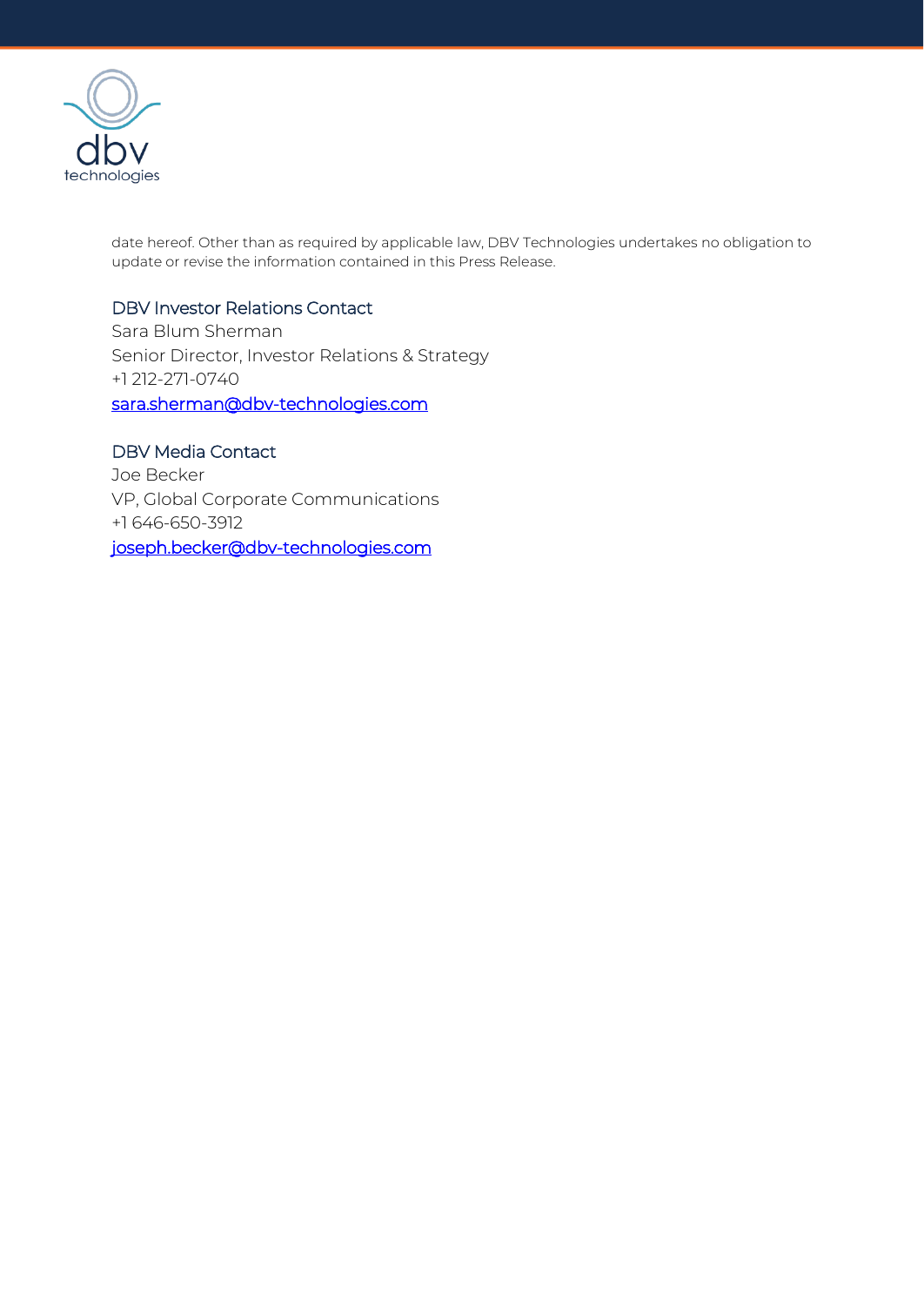date hereof. Other than as required by applicable law, DBV Technologies undertakes no obligation to update or revise the information contained in this Press Release.

### DBV Investor Relations Contact

Sara Blum Sherman
Senior Director, Investor Relations & Strategy
+1 212-271-0740
sara.sherman@dbv-technologies.com

### DBV Media Contact

Joe Becker
VP, Global Corporate Communications
+1 646-650-3912
joseph.becker@dbv-technologies.com